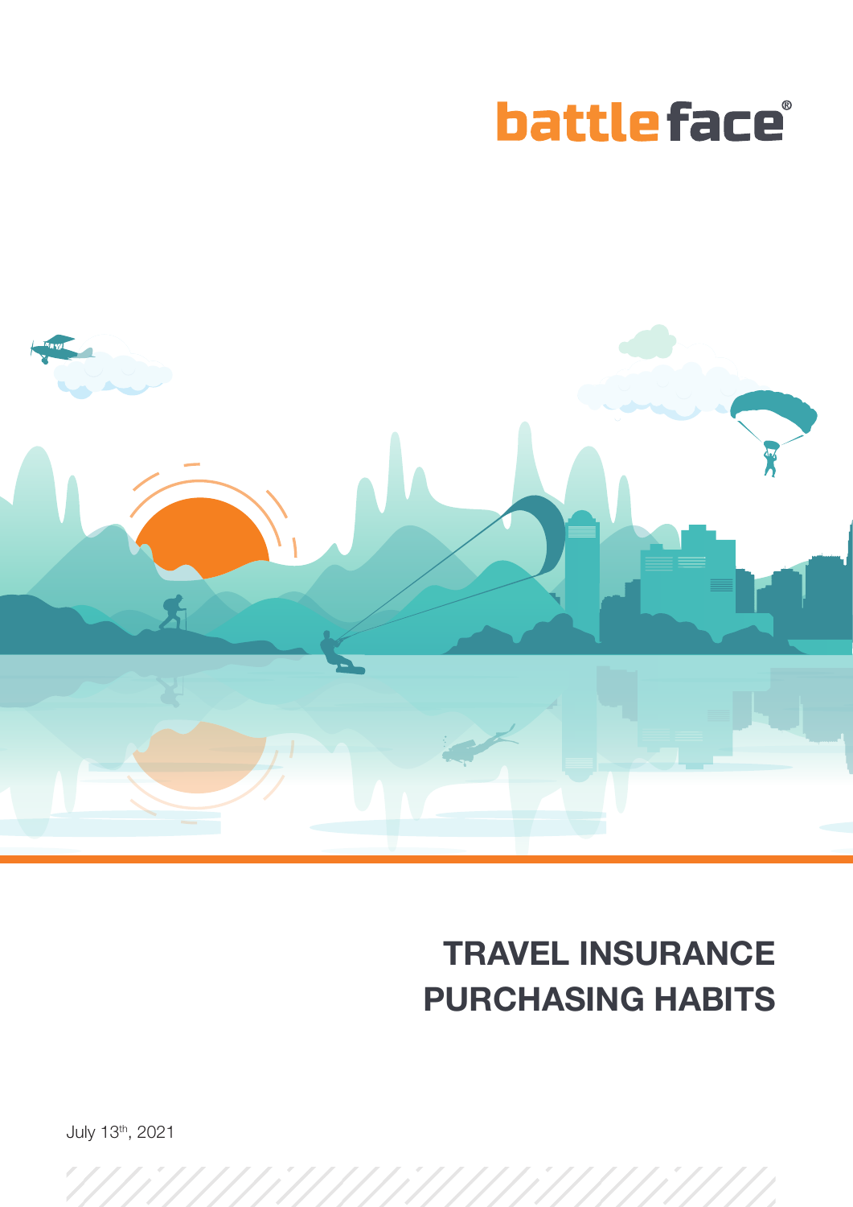battleface®

# TRAVEL INSURANCE PURCHASING HABITS

July 13th, 2021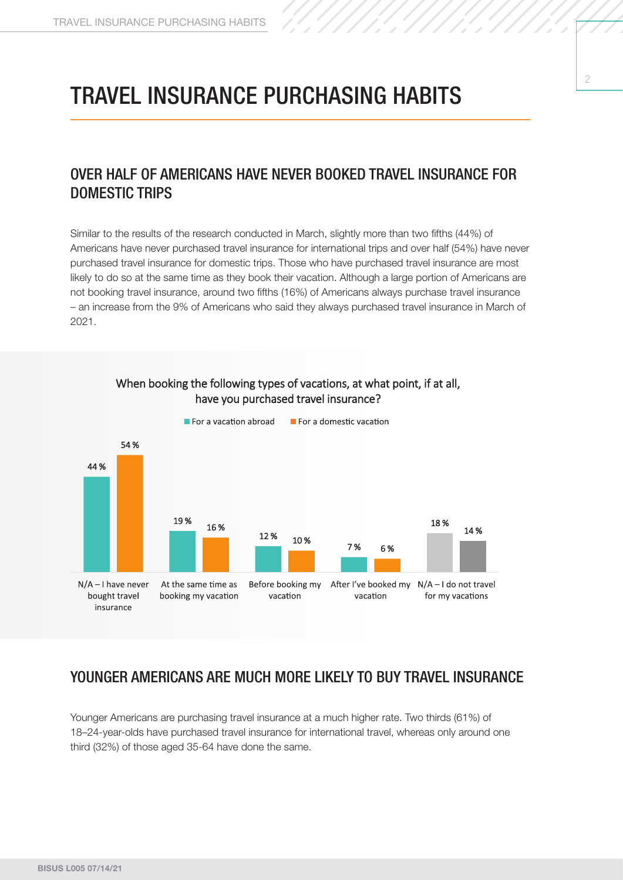# TRAVEL INSURANCE PURCHASING HABITS

## OVER HALF OF AMERICANS HAVE NEVER BOOKED TRAVEL INSURANCE FOR DOMESTIC TRIPS

Similar to the results of the research conducted in March, slightly more than two fifths (44%) of Americans have never purchased travel insurance for international trips and over half (54%) have never purchased travel insurance for domestic trips. Those who have purchased travel insurance are most likely to do so at the same time as they book their vacation. Although a large portion of Americans are not booking travel insurance, around two fifths (16%) of Americans always purchase travel insurance – an increase from the 9% of Americans who said they always purchased travel insurance in March of 2021.

When booking the following types of vacations, at what point, if at all, have you purchased travel insurance?

| | For a vacation abroad | For a domestic vacation |
|---|---|---|
| N/A – I have never bought travel insurance | 44 % | 54 % |
| At the same time as booking my vacation | 19 % | 16 % |
| Before booking my vacation | 12 % | 10 % |
| After I've booked my vacation | 7 % | 6 % |
| N/A – I do not travel for my vacations | 18 % | 14 % |

## YOUNGER AMERICANS ARE MUCH MORE LIKELY TO BUY TRAVEL INSURANCE

Younger Americans are purchasing travel insurance at a much higher rate. Two thirds (61%) of 18–24-year-olds have purchased travel insurance for international travel, whereas only around one third (32%) of those aged 35-64 have done the same.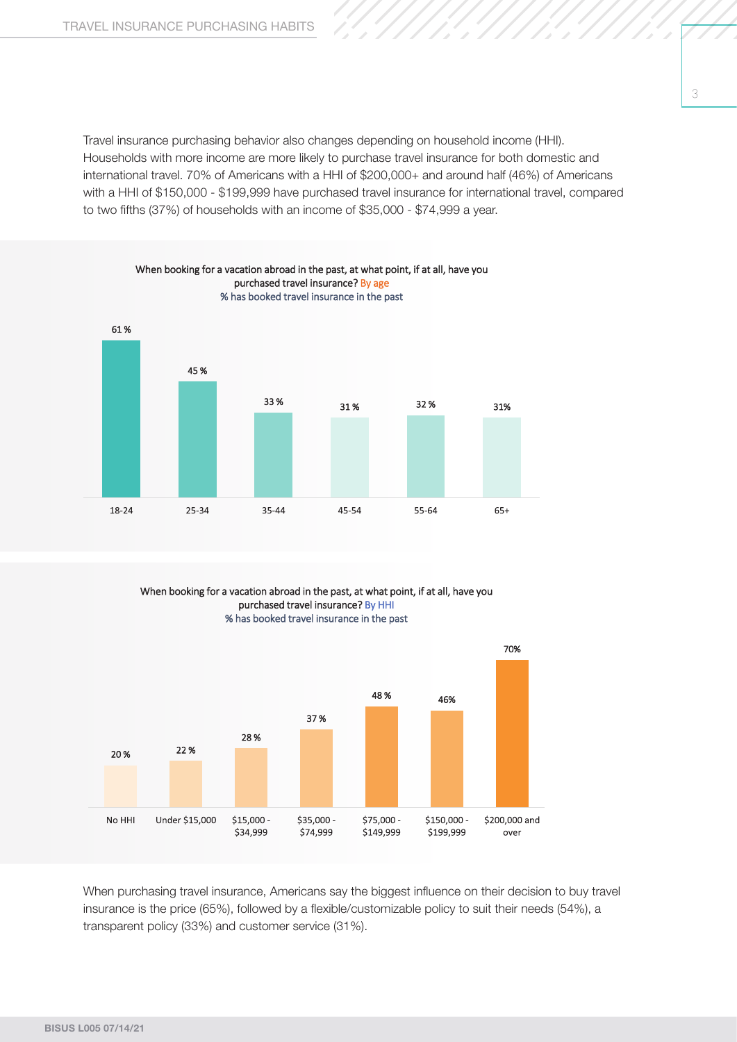Travel insurance purchasing behavior also changes depending on household income (HHI). Households with more income are more likely to purchase travel insurance for both domestic and international travel. 70% of Americans with a HHI of $200,000+ and around half (46%) of Americans with a HHI of $150,000 - $199,999 have purchased travel insurance for international travel, compared to two fifths (37%) of households with an income of $35,000 - $74,999 a year.

When booking for a vacation abroad in the past, at what point, if at all, have you purchased travel insurance? By age
% has booked travel insurance in the past

| 18-24 | 25-34 | 35-44 | 45-54 | 55-64 | 65+ |
|---|---|---|---|---|---|
| 61 % | 45 % | 33 % | 31 % | 32 % | 31% |

When booking for a vacation abroad in the past, at what point, if at all, have you purchased travel insurance? By HHI
% has booked travel insurance in the past

| No HHI | Under $15,000 | $15,000 - $34,999 | $35,000 - $74,999 | $75,000 - $149,999 | $150,000 - $199,999 | $200,000 and over |
|---|---|---|---|---|---|---|
| 20 % | 22 % | 28 % | 37 % | 48 % | 46% | 70% |

When purchasing travel insurance, Americans say the biggest influence on their decision to buy travel insurance is the price (65%), followed by a flexible/customizable policy to suit their needs (54%), a transparent policy (33%) and customer service (31%).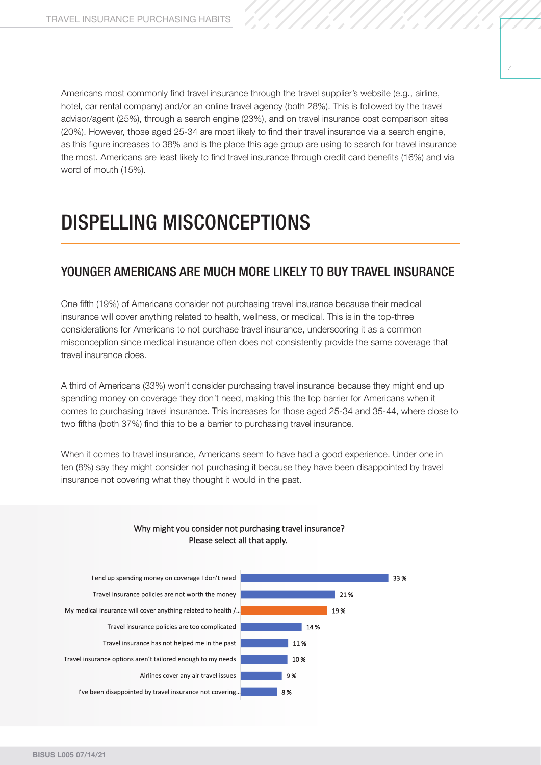Americans most commonly find travel insurance through the travel supplier's website (e.g., airline, hotel, car rental company) and/or an online travel agency (both 28%). This is followed by the travel advisor/agent (25%), through a search engine (23%), and on travel insurance cost comparison sites (20%). However, those aged 25-34 are most likely to find their travel insurance via a search engine, as this figure increases to 38% and is the place this age group are using to search for travel insurance the most. Americans are least likely to find travel insurance through credit card benefits (16%) and via word of mouth (15%).

# DISPELLING MISCONCEPTIONS

## YOUNGER AMERICANS ARE MUCH MORE LIKELY TO BUY TRAVEL INSURANCE

One fifth (19%) of Americans consider not purchasing travel insurance because their medical insurance will cover anything related to health, wellness, or medical. This is in the top-three considerations for Americans to not purchase travel insurance, underscoring it as a common misconception since medical insurance often does not consistently provide the same coverage that travel insurance does.

A third of Americans (33%) won't consider purchasing travel insurance because they might end up spending money on coverage they don't need, making this the top barrier for Americans when it comes to purchasing travel insurance. This increases for those aged 25-34 and 35-44, where close to two fifths (both 37%) find this to be a barrier to purchasing travel insurance.

When it comes to travel insurance, Americans seem to have had a good experience. Under one in ten (8%) say they might consider not purchasing it because they have been disappointed by travel insurance not covering what they thought it would in the past.

**Why might you consider not purchasing travel insurance? Please select all that apply.**

| Reason | % |
|---|---|
| I end up spending money on coverage I don't need | 33 % |
| Travel insurance policies are not worth the money | 21 % |
| My medical insurance will cover anything related to health /... | 19 % |
| Travel insurance policies are too complicated | 14 % |
| Travel insurance has not helped me in the past | 11 % |
| Travel insurance options aren't tailored enough to my needs | 10 % |
| Airlines cover any air travel issues | 9 % |
| I've been disappointed by travel insurance not covering... | 8 % |

BISUS L005 07/14/21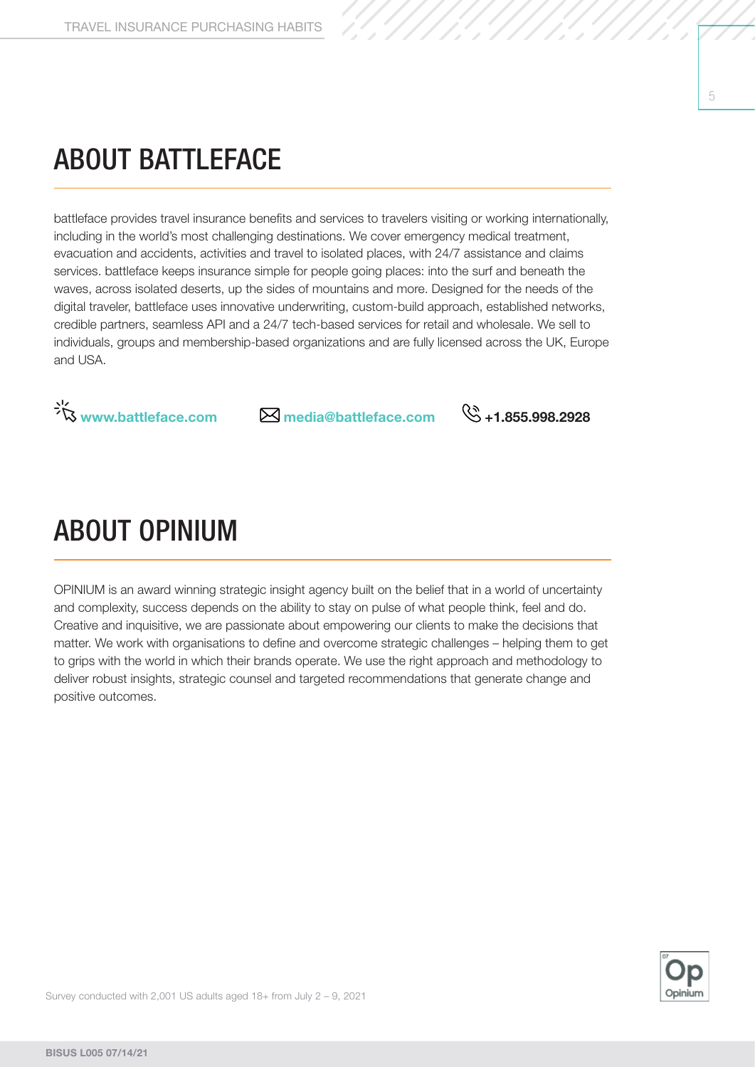## ABOUT BATTLEFACE

battleface provides travel insurance benefits and services to travelers visiting or working internationally, including in the world's most challenging destinations. We cover emergency medical treatment, evacuation and accidents, activities and travel to isolated places, with 24/7 assistance and claims services. battleface keeps insurance simple for people going places: into the surf and beneath the waves, across isolated deserts, up the sides of mountains and more. Designed for the needs of the digital traveler, battleface uses innovative underwriting, custom-build approach, established networks, credible partners, seamless API and a 24/7 tech-based services for retail and wholesale. We sell to individuals, groups and membership-based organizations and are fully licensed across the UK, Europe and USA.

**www.battleface.com** **media@battleface.com** **+1.855.998.2928**

## ABOUT OPINIUM

OPINIUM is an award winning strategic insight agency built on the belief that in a world of uncertainty and complexity, success depends on the ability to stay on pulse of what people think, feel and do. Creative and inquisitive, we are passionate about empowering our clients to make the decisions that matter. We work with organisations to define and overcome strategic challenges – helping them to get to grips with the world in which their brands operate. We use the right approach and methodology to deliver robust insights, strategic counsel and targeted recommendations that generate change and positive outcomes.

Survey conducted with 2,001 US adults aged 18+ from July 2 – 9, 2021

**BISUS L005 07/14/21**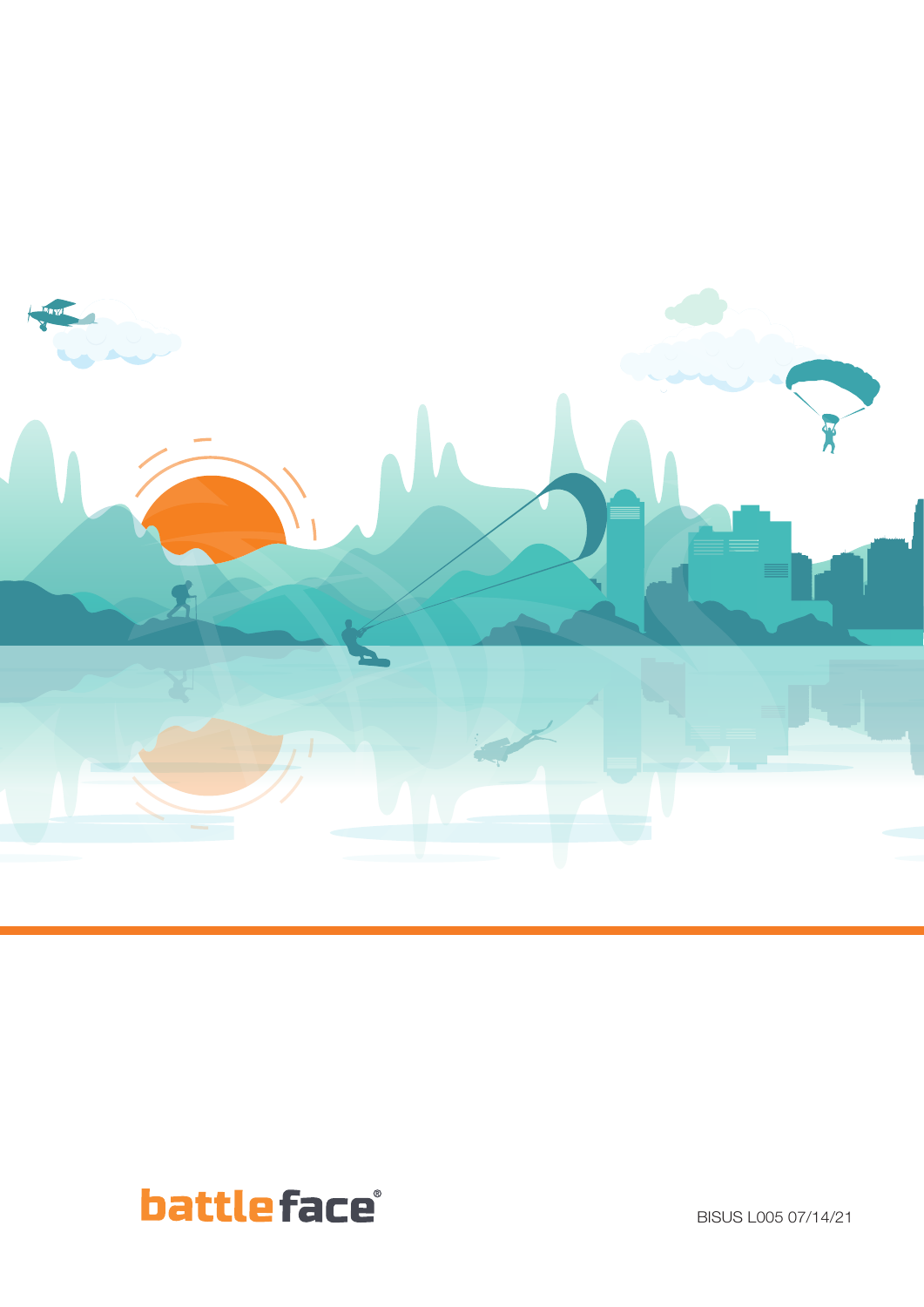battleface®

BISUS L005 07/14/21